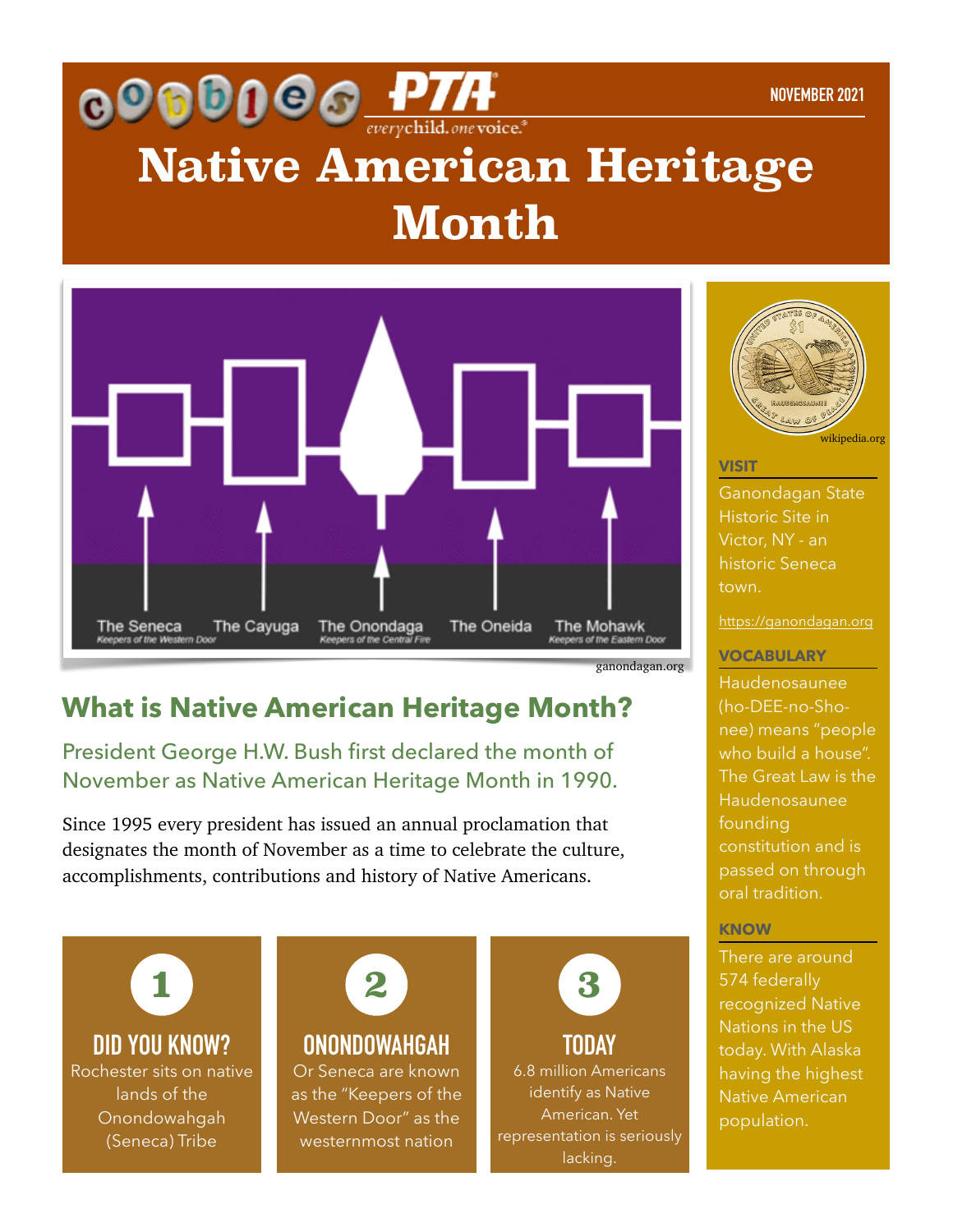cobbles PTA everychild. onevoice.

NOVEMBER 2021

# Native American Heritage Month

The Seneca
*Keepers of the Western Door*

The Cayuga

The Onondaga
*Keepers of the Central Fire*

The Oneida

The Mohawk
*Keepers of the Eastern Door*

ganondagan.org

## What is Native American Heritage Month?

President George H.W. Bush first declared the month of November as Native American Heritage Month in 1990.

Since 1995 every president has issued an annual proclamation that designates the month of November as a time to celebrate the culture, accomplishments, contributions and history of Native Americans.

### 1 DID YOU KNOW?

Rochester sits on native lands of the Onondowahgah (Seneca) Tribe

### 2 ONONDOWAHGAH

Or Seneca are known as the "Keepers of the Western Door" as the westernmost nation

### 3 TODAY

6.8 million Americans identify as Native American. Yet representation is seriously lacking.

wikipedia.org

### VISIT

Ganondagan State Historic Site in Victor, NY - an historic Seneca town.

https://ganondagan.org

### VOCABULARY

Haudenosaunee (ho-DEE-no-Sho-nee) means "people who build a house". The Great Law is the Haudenosaunee founding constitution and is passed on through oral tradition.

### KNOW

There are around 574 federally recognized Native Nations in the US today. With Alaska having the highest Native American population.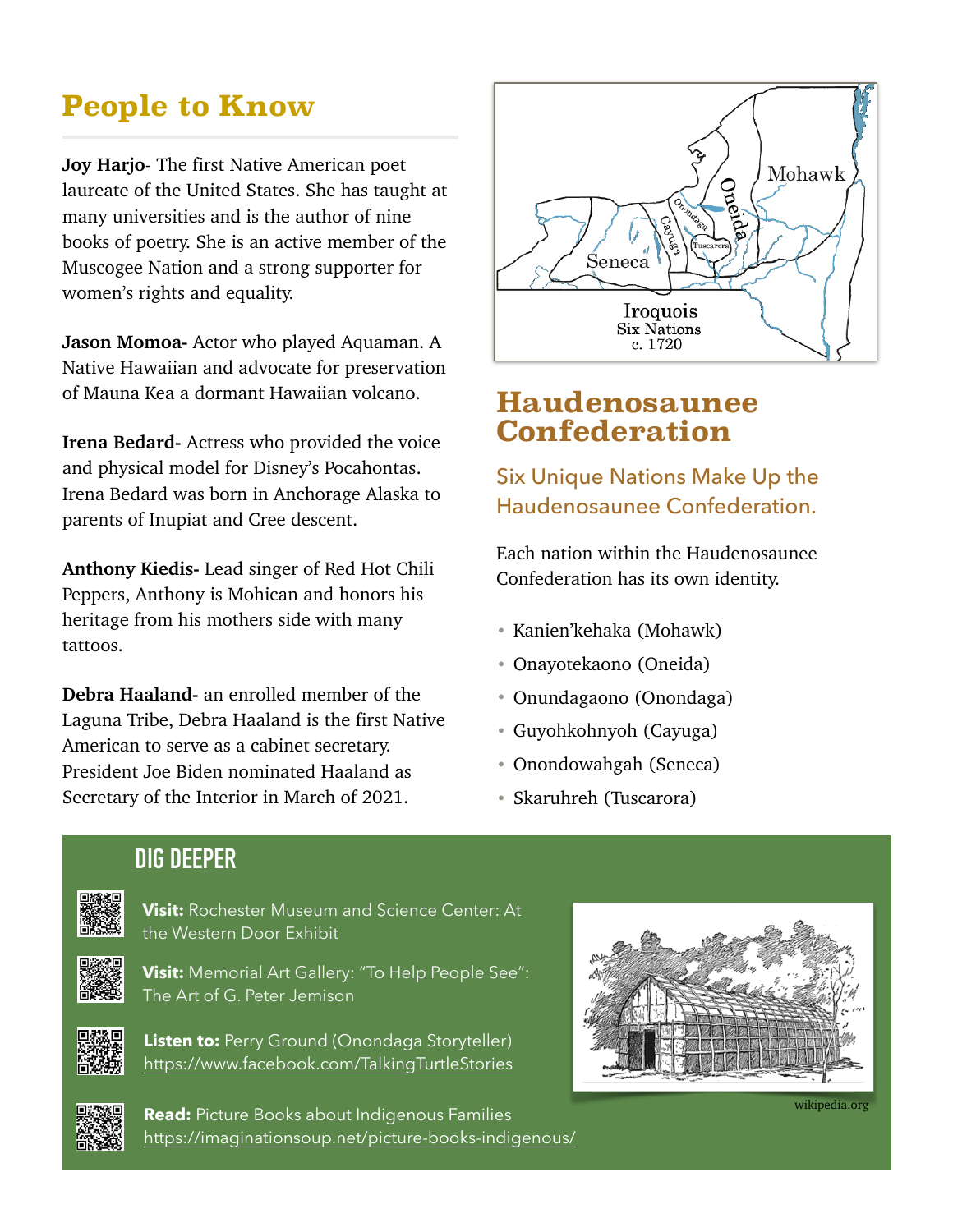# People to Know

**Joy Harjo**- The first Native American poet laureate of the United States. She has taught at many universities and is the author of nine books of poetry. She is an active member of the Muscogee Nation and a strong supporter for women's rights and equality.

**Jason Momoa-** Actor who played Aquaman. A Native Hawaiian and advocate for preservation of Mauna Kea a dormant Hawaiian volcano.

**Irena Bedard-** Actress who provided the voice and physical model for Disney's Pocahontas. Irena Bedard was born in Anchorage Alaska to parents of Inupiat and Cree descent.

**Anthony Kiedis-** Lead singer of Red Hot Chili Peppers, Anthony is Mohican and honors his heritage from his mothers side with many tattoos.

**Debra Haaland-** an enrolled member of the Laguna Tribe, Debra Haaland is the first Native American to serve as a cabinet secretary. President Joe Biden nominated Haaland as Secretary of the Interior in March of 2021.

Mohawk
Oneida
Onondaga
Cayuga
Tuscarora
Seneca
Iroquois
Six Nations
c. 1720

# Haudenosaunee Confederation

## Six Unique Nations Make Up the Haudenosaunee Confederation.

Each nation within the Haudenosaunee Confederation has its own identity.

- Kanien'kehaka (Mohawk)
- Onayotekaono (Oneida)
- Onundagaono (Onondaga)
- Guyohkohnyoh (Cayuga)
- Onondowahgah (Seneca)
- Skaruhreh (Tuscarora)

## DIG DEEPER

**Visit:** Rochester Museum and Science Center: At the Western Door Exhibit

**Visit:** Memorial Art Gallery: "To Help People See": The Art of G. Peter Jemison

**Listen to:** Perry Ground (Onondaga Storyteller) https://www.facebook.com/TalkingTurtleStories

**Read:** Picture Books about Indigenous Families https://imaginationsoup.net/picture-books-indigenous/

wikipedia.org